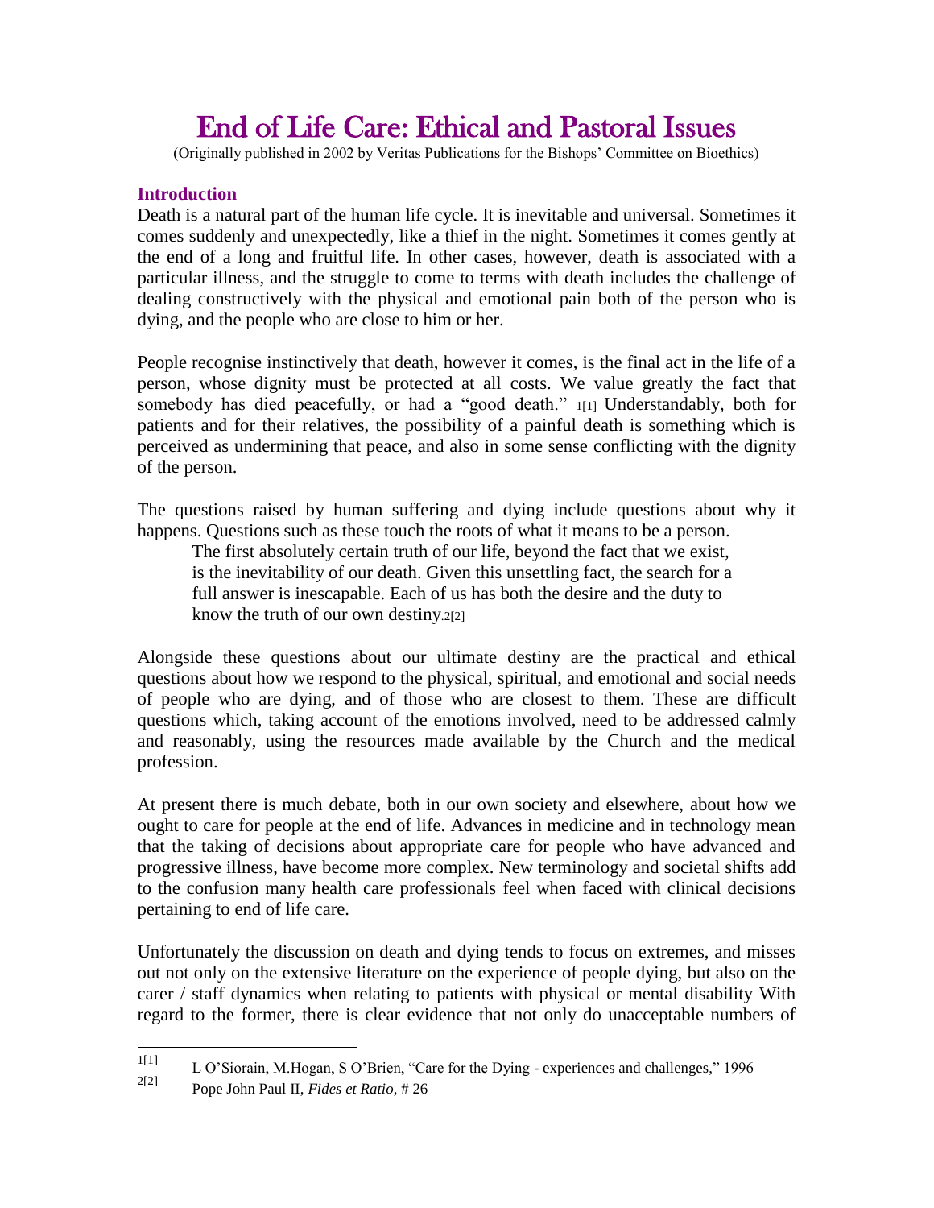# End of Life Care: Ethical and Pastoral Issues

(Originally published in 2002 by Veritas Publications for the Bishops' Committee on Bioethics)

## Introduction

Death is a natural part of the human life cycle. It is inevitable and universal. Sometimes it comes suddenly and unexpectedly, like a thief in the night. Sometimes it comes gently at the end of a long and fruitful life. In other cases, however, death is associated with a particular illness, and the struggle to come to terms with death includes the challenge of dealing constructively with the physical and emotional pain both of the person who is dying, and the people who are close to him or her.

People recognise instinctively that death, however it comes, is the final act in the life of a person, whose dignity must be protected at all costs. We value greatly the fact that somebody has died peacefully, or had a "good death." [1] Understandably, both for patients and for their relatives, the possibility of a painful death is something which is perceived as undermining that peace, and also in some sense conflicting with the dignity of the person.

The questions raised by human suffering and dying include questions about why it happens. Questions such as these touch the roots of what it means to be a person.

> The first absolutely certain truth of our life, beyond the fact that we exist, is the inevitability of our death. Given this unsettling fact, the search for a full answer is inescapable. Each of us has both the desire and the duty to know the truth of our own destiny.[2]

Alongside these questions about our ultimate destiny are the practical and ethical questions about how we respond to the physical, spiritual, and emotional and social needs of people who are dying, and of those who are closest to them. These are difficult questions which, taking account of the emotions involved, need to be addressed calmly and reasonably, using the resources made available by the Church and the medical profession.

At present there is much debate, both in our own society and elsewhere, about how we ought to care for people at the end of life. Advances in medicine and in technology mean that the taking of decisions about appropriate care for people who have advanced and progressive illness, have become more complex. New terminology and societal shifts add to the confusion many health care professionals feel when faced with clinical decisions pertaining to end of life care.

Unfortunately the discussion on death and dying tends to focus on extremes, and misses out not only on the extensive literature on the experience of people dying, but also on the carer / staff dynamics when relating to patients with physical or mental disability With regard to the former, there is clear evidence that not only do unacceptable numbers of

---

[1] L O'Siorain, M.Hogan, S O'Brien, "Care for the Dying - experiences and challenges," 1996

[2] Pope John Paul II, *Fides et Ratio*, # 26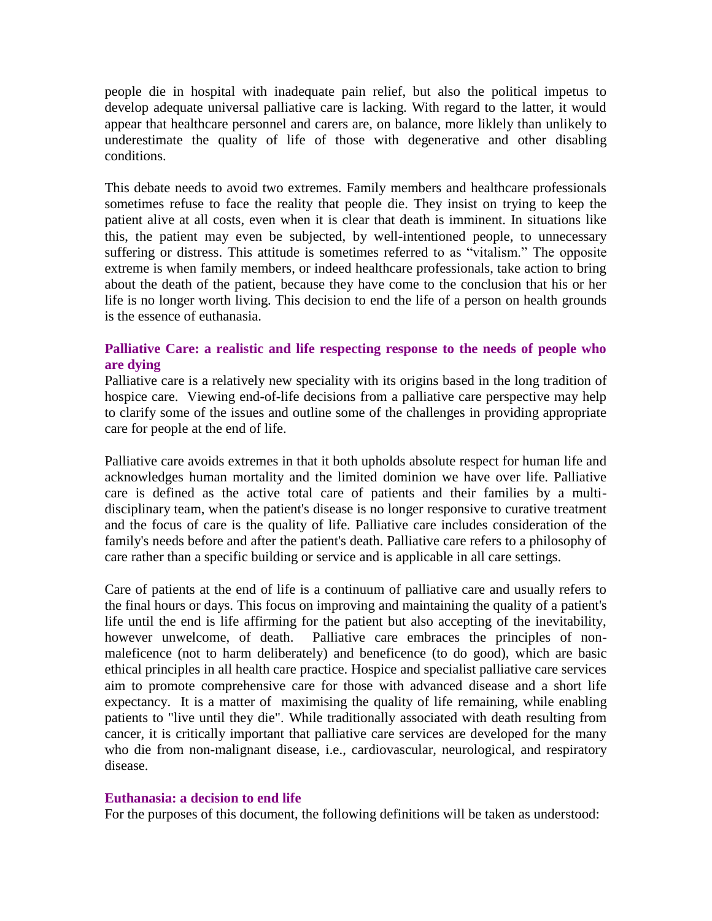people die in hospital with inadequate pain relief, but also the political impetus to develop adequate universal palliative care is lacking. With regard to the latter, it would appear that healthcare personnel and carers are, on balance, more liklely than unlikely to underestimate the quality of life of those with degenerative and other disabling conditions.

This debate needs to avoid two extremes. Family members and healthcare professionals sometimes refuse to face the reality that people die. They insist on trying to keep the patient alive at all costs, even when it is clear that death is imminent. In situations like this, the patient may even be subjected, by well-intentioned people, to unnecessary suffering or distress. This attitude is sometimes referred to as "vitalism." The opposite extreme is when family members, or indeed healthcare professionals, take action to bring about the death of the patient, because they have come to the conclusion that his or her life is no longer worth living. This decision to end the life of a person on health grounds is the essence of euthanasia.

## Palliative Care: a realistic and life respecting response to the needs of people who are dying

Palliative care is a relatively new speciality with its origins based in the long tradition of hospice care. Viewing end-of-life decisions from a palliative care perspective may help to clarify some of the issues and outline some of the challenges in providing appropriate care for people at the end of life.

Palliative care avoids extremes in that it both upholds absolute respect for human life and acknowledges human mortality and the limited dominion we have over life. Palliative care is defined as the active total care of patients and their families by a multi-disciplinary team, when the patient's disease is no longer responsive to curative treatment and the focus of care is the quality of life. Palliative care includes consideration of the family's needs before and after the patient's death. Palliative care refers to a philosophy of care rather than a specific building or service and is applicable in all care settings.

Care of patients at the end of life is a continuum of palliative care and usually refers to the final hours or days. This focus on improving and maintaining the quality of a patient's life until the end is life affirming for the patient but also accepting of the inevitability, however unwelcome, of death. Palliative care embraces the principles of non-maleficence (not to harm deliberately) and beneficence (to do good), which are basic ethical principles in all health care practice. Hospice and specialist palliative care services aim to promote comprehensive care for those with advanced disease and a short life expectancy. It is a matter of maximising the quality of life remaining, while enabling patients to "live until they die". While traditionally associated with death resulting from cancer, it is critically important that palliative care services are developed for the many who die from non-malignant disease, i.e., cardiovascular, neurological, and respiratory disease.

## Euthanasia: a decision to end life

For the purposes of this document, the following definitions will be taken as understood: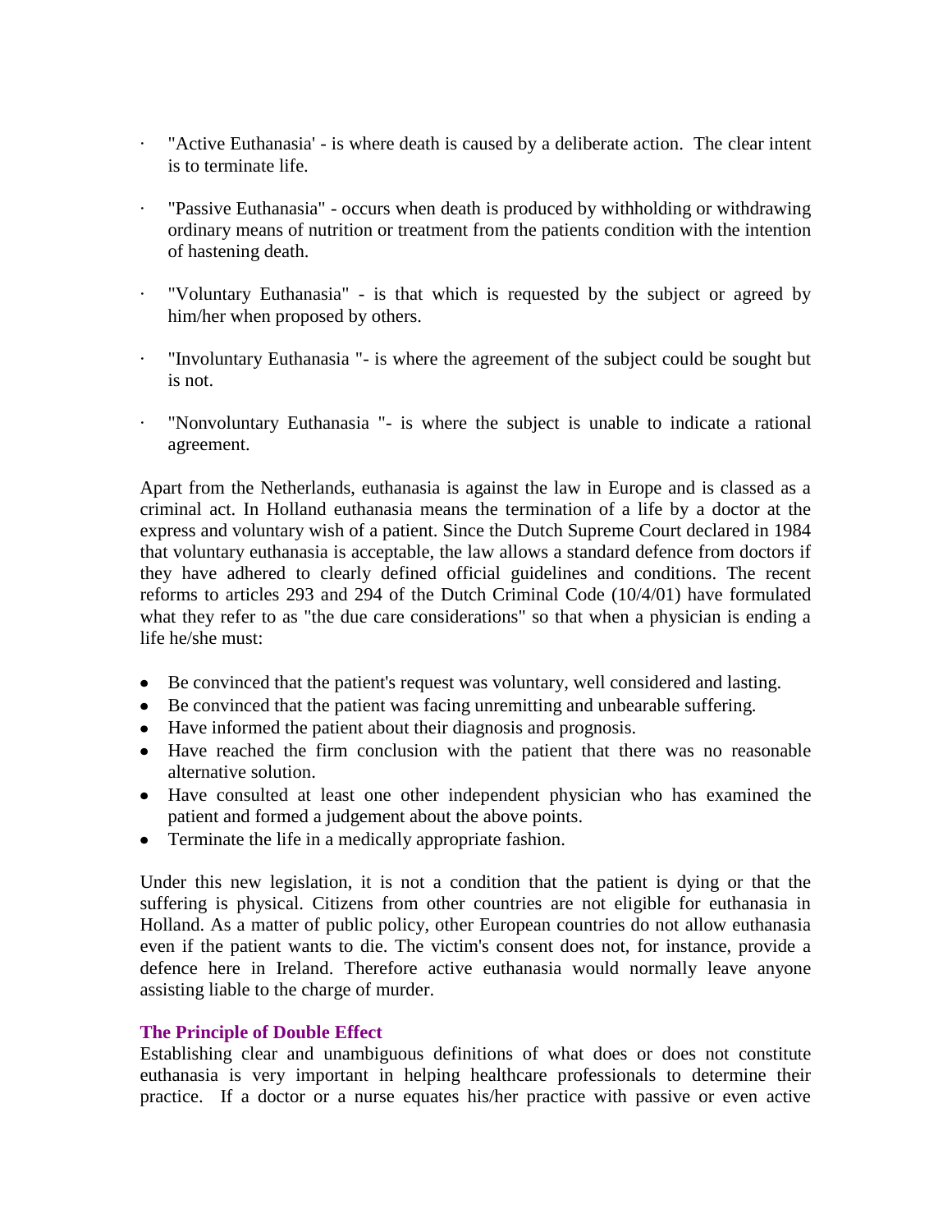- "Active Euthanasia' - is where death is caused by a deliberate action. The clear intent is to terminate life.
- "Passive Euthanasia" - occurs when death is produced by withholding or withdrawing ordinary means of nutrition or treatment from the patients condition with the intention of hastening death.
- "Voluntary Euthanasia" - is that which is requested by the subject or agreed by him/her when proposed by others.
- "Involuntary Euthanasia "- is where the agreement of the subject could be sought but is not.
- "Nonvoluntary Euthanasia "- is where the subject is unable to indicate a rational agreement.

Apart from the Netherlands, euthanasia is against the law in Europe and is classed as a criminal act. In Holland euthanasia means the termination of a life by a doctor at the express and voluntary wish of a patient. Since the Dutch Supreme Court declared in 1984 that voluntary euthanasia is acceptable, the law allows a standard defence from doctors if they have adhered to clearly defined official guidelines and conditions. The recent reforms to articles 293 and 294 of the Dutch Criminal Code (10/4/01) have formulated what they refer to as "the due care considerations" so that when a physician is ending a life he/she must:

- Be convinced that the patient's request was voluntary, well considered and lasting.
- Be convinced that the patient was facing unremitting and unbearable suffering.
- Have informed the patient about their diagnosis and prognosis.
- Have reached the firm conclusion with the patient that there was no reasonable alternative solution.
- Have consulted at least one other independent physician who has examined the patient and formed a judgement about the above points.
- Terminate the life in a medically appropriate fashion.

Under this new legislation, it is not a condition that the patient is dying or that the suffering is physical. Citizens from other countries are not eligible for euthanasia in Holland. As a matter of public policy, other European countries do not allow euthanasia even if the patient wants to die. The victim's consent does not, for instance, provide a defence here in Ireland. Therefore active euthanasia would normally leave anyone assisting liable to the charge of murder.

### The Principle of Double Effect

Establishing clear and unambiguous definitions of what does or does not constitute euthanasia is very important in helping healthcare professionals to determine their practice. If a doctor or a nurse equates his/her practice with passive or even active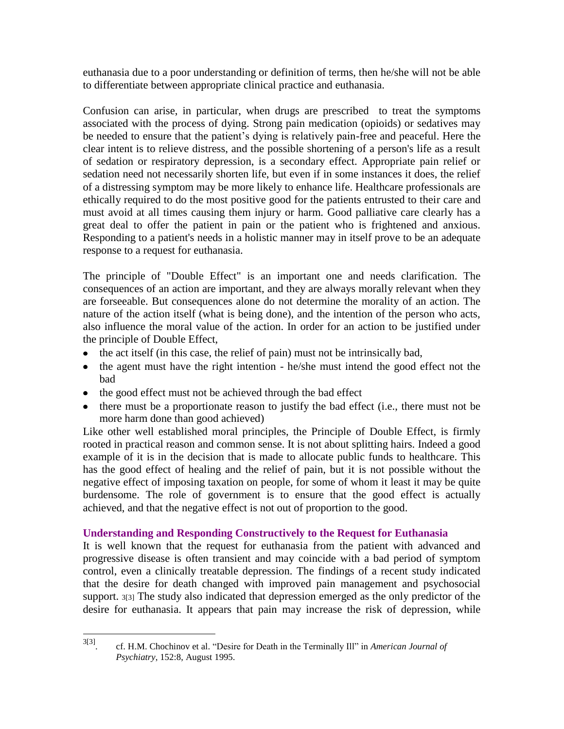euthanasia due to a poor understanding or definition of terms, then he/she will not be able to differentiate between appropriate clinical practice and euthanasia.

Confusion can arise, in particular, when drugs are prescribed to treat the symptoms associated with the process of dying. Strong pain medication (opioids) or sedatives may be needed to ensure that the patient's dying is relatively pain-free and peaceful. Here the clear intent is to relieve distress, and the possible shortening of a person's life as a result of sedation or respiratory depression, is a secondary effect. Appropriate pain relief or sedation need not necessarily shorten life, but even if in some instances it does, the relief of a distressing symptom may be more likely to enhance life. Healthcare professionals are ethically required to do the most positive good for the patients entrusted to their care and must avoid at all times causing them injury or harm. Good palliative care clearly has a great deal to offer the patient in pain or the patient who is frightened and anxious. Responding to a patient's needs in a holistic manner may in itself prove to be an adequate response to a request for euthanasia.

The principle of "Double Effect" is an important one and needs clarification. The consequences of an action are important, and they are always morally relevant when they are forseeable. But consequences alone do not determine the morality of an action. The nature of the action itself (what is being done), and the intention of the person who acts, also influence the moral value of the action. In order for an action to be justified under the principle of Double Effect,

- the act itself (in this case, the relief of pain) must not be intrinsically bad,
- the agent must have the right intention - he/she must intend the good effect not the bad
- the good effect must not be achieved through the bad effect
- there must be a proportionate reason to justify the bad effect (i.e., there must not be more harm done than good achieved)

Like other well established moral principles, the Principle of Double Effect, is firmly rooted in practical reason and common sense. It is not about splitting hairs. Indeed a good example of it is in the decision that is made to allocate public funds to healthcare. This has the good effect of healing and the relief of pain, but it is not possible without the negative effect of imposing taxation on people, for some of whom it least it may be quite burdensome. The role of government is to ensure that the good effect is actually achieved, and that the negative effect is not out of proportion to the good.

### Understanding and Responding Constructively to the Request for Euthanasia

It is well known that the request for euthanasia from the patient with advanced and progressive disease is often transient and may coincide with a bad period of symptom control, even a clinically treatable depression. The findings of a recent study indicated that the desire for death changed with improved pain management and psychosocial support. [3[3]] The study also indicated that depression emerged as the only predictor of the desire for euthanasia. It appears that pain may increase the risk of depression, while

---

[3[3]]. cf. H.M. Chochinov et al. "Desire for Death in the Terminally Ill" in *American Journal of Psychiatry*, 152:8, August 1995.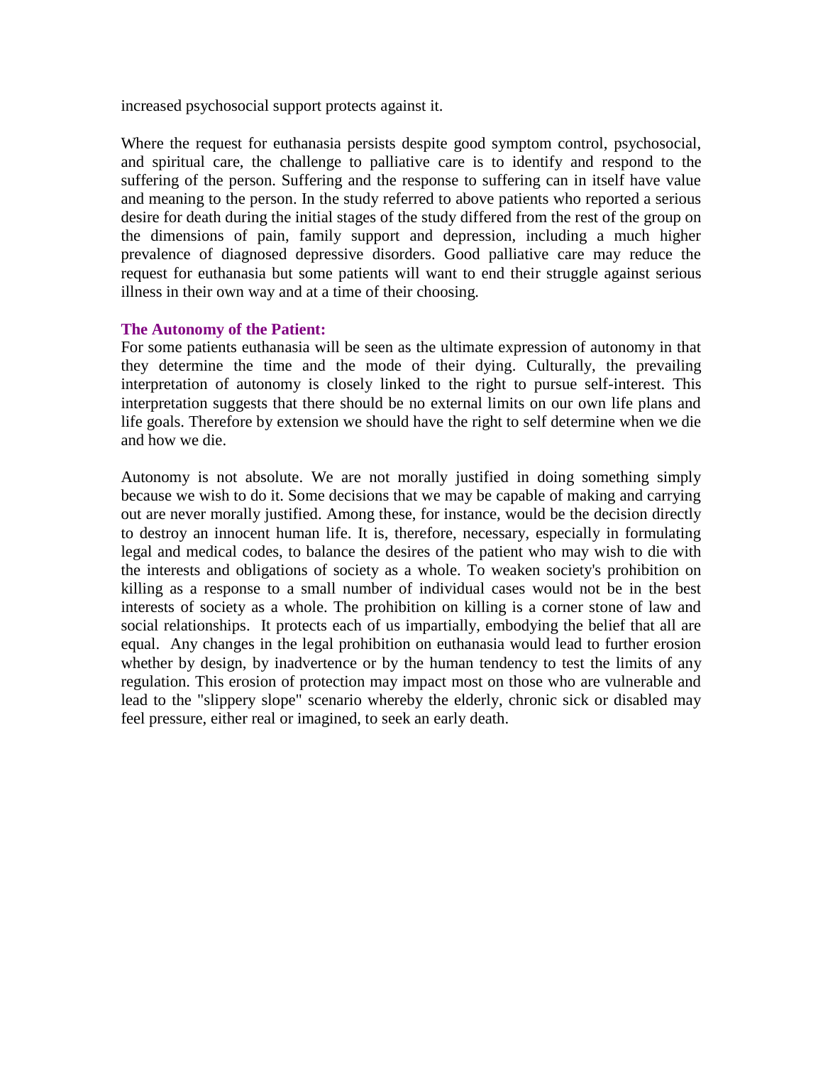increased psychosocial support protects against it.

Where the request for euthanasia persists despite good symptom control, psychosocial, and spiritual care, the challenge to palliative care is to identify and respond to the suffering of the person. Suffering and the response to suffering can in itself have value and meaning to the person. In the study referred to above patients who reported a serious desire for death during the initial stages of the study differed from the rest of the group on the dimensions of pain, family support and depression, including a much higher prevalence of diagnosed depressive disorders. Good palliative care may reduce the request for euthanasia but some patients will want to end their struggle against serious illness in their own way and at a time of their choosing.

### The Autonomy of the Patient:

For some patients euthanasia will be seen as the ultimate expression of autonomy in that they determine the time and the mode of their dying. Culturally, the prevailing interpretation of autonomy is closely linked to the right to pursue self-interest. This interpretation suggests that there should be no external limits on our own life plans and life goals. Therefore by extension we should have the right to self determine when we die and how we die.

Autonomy is not absolute. We are not morally justified in doing something simply because we wish to do it. Some decisions that we may be capable of making and carrying out are never morally justified. Among these, for instance, would be the decision directly to destroy an innocent human life. It is, therefore, necessary, especially in formulating legal and medical codes, to balance the desires of the patient who may wish to die with the interests and obligations of society as a whole. To weaken society's prohibition on killing as a response to a small number of individual cases would not be in the best interests of society as a whole. The prohibition on killing is a corner stone of law and social relationships. It protects each of us impartially, embodying the belief that all are equal. Any changes in the legal prohibition on euthanasia would lead to further erosion whether by design, by inadvertence or by the human tendency to test the limits of any regulation. This erosion of protection may impact most on those who are vulnerable and lead to the "slippery slope" scenario whereby the elderly, chronic sick or disabled may feel pressure, either real or imagined, to seek an early death.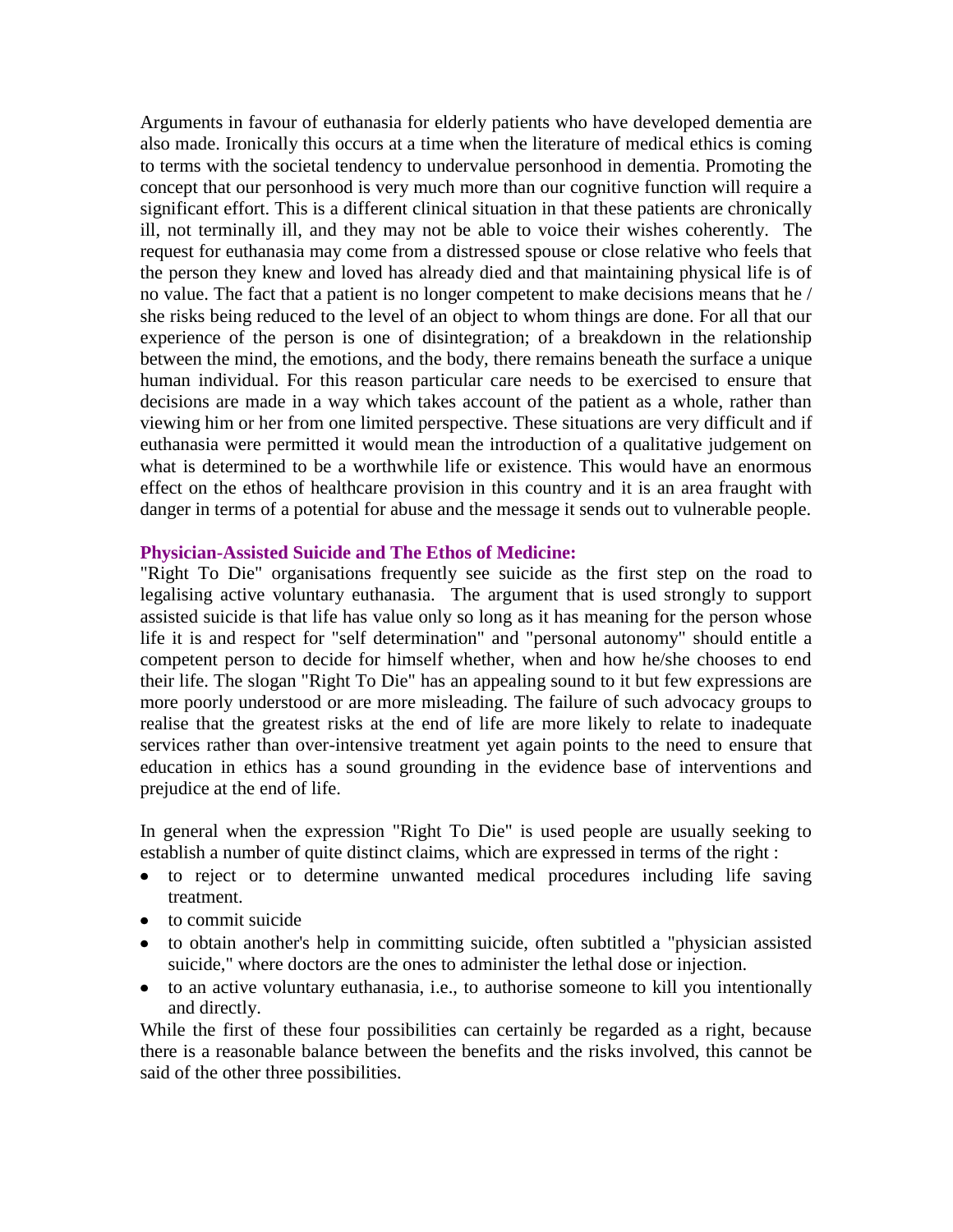Arguments in favour of euthanasia for elderly patients who have developed dementia are also made. Ironically this occurs at a time when the literature of medical ethics is coming to terms with the societal tendency to undervalue personhood in dementia. Promoting the concept that our personhood is very much more than our cognitive function will require a significant effort. This is a different clinical situation in that these patients are chronically ill, not terminally ill, and they may not be able to voice their wishes coherently. The request for euthanasia may come from a distressed spouse or close relative who feels that the person they knew and loved has already died and that maintaining physical life is of no value. The fact that a patient is no longer competent to make decisions means that he / she risks being reduced to the level of an object to whom things are done. For all that our experience of the person is one of disintegration; of a breakdown in the relationship between the mind, the emotions, and the body, there remains beneath the surface a unique human individual. For this reason particular care needs to be exercised to ensure that decisions are made in a way which takes account of the patient as a whole, rather than viewing him or her from one limited perspective. These situations are very difficult and if euthanasia were permitted it would mean the introduction of a qualitative judgement on what is determined to be a worthwhile life or existence. This would have an enormous effect on the ethos of healthcare provision in this country and it is an area fraught with danger in terms of a potential for abuse and the message it sends out to vulnerable people.

**Physician-Assisted Suicide and The Ethos of Medicine:**

"Right To Die" organisations frequently see suicide as the first step on the road to legalising active voluntary euthanasia. The argument that is used strongly to support assisted suicide is that life has value only so long as it has meaning for the person whose life it is and respect for "self determination" and "personal autonomy" should entitle a competent person to decide for himself whether, when and how he/she chooses to end their life. The slogan "Right To Die" has an appealing sound to it but few expressions are more poorly understood or are more misleading. The failure of such advocacy groups to realise that the greatest risks at the end of life are more likely to relate to inadequate services rather than over-intensive treatment yet again points to the need to ensure that education in ethics has a sound grounding in the evidence base of interventions and prejudice at the end of life.

In general when the expression "Right To Die" is used people are usually seeking to establish a number of quite distinct claims, which are expressed in terms of the right :

- to reject or to determine unwanted medical procedures including life saving treatment.
- to commit suicide
- to obtain another's help in committing suicide, often subtitled a "physician assisted suicide," where doctors are the ones to administer the lethal dose or injection.
- to an active voluntary euthanasia, i.e., to authorise someone to kill you intentionally and directly.

While the first of these four possibilities can certainly be regarded as a right, because there is a reasonable balance between the benefits and the risks involved, this cannot be said of the other three possibilities.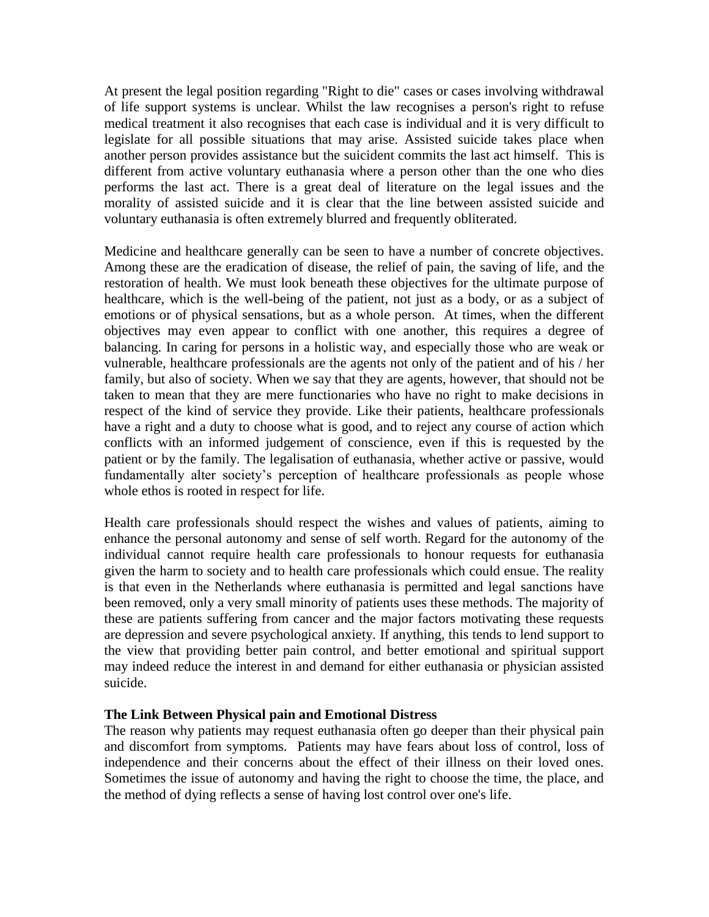At present the legal position regarding "Right to die" cases or cases involving withdrawal of life support systems is unclear. Whilst the law recognises a person's right to refuse medical treatment it also recognises that each case is individual and it is very difficult to legislate for all possible situations that may arise. Assisted suicide takes place when another person provides assistance but the suicident commits the last act himself. This is different from active voluntary euthanasia where a person other than the one who dies performs the last act. There is a great deal of literature on the legal issues and the morality of assisted suicide and it is clear that the line between assisted suicide and voluntary euthanasia is often extremely blurred and frequently obliterated.

Medicine and healthcare generally can be seen to have a number of concrete objectives. Among these are the eradication of disease, the relief of pain, the saving of life, and the restoration of health. We must look beneath these objectives for the ultimate purpose of healthcare, which is the well-being of the patient, not just as a body, or as a subject of emotions or of physical sensations, but as a whole person. At times, when the different objectives may even appear to conflict with one another, this requires a degree of balancing. In caring for persons in a holistic way, and especially those who are weak or vulnerable, healthcare professionals are the agents not only of the patient and of his / her family, but also of society. When we say that they are agents, however, that should not be taken to mean that they are mere functionaries who have no right to make decisions in respect of the kind of service they provide. Like their patients, healthcare professionals have a right and a duty to choose what is good, and to reject any course of action which conflicts with an informed judgement of conscience, even if this is requested by the patient or by the family. The legalisation of euthanasia, whether active or passive, would fundamentally alter society's perception of healthcare professionals as people whose whole ethos is rooted in respect for life.

Health care professionals should respect the wishes and values of patients, aiming to enhance the personal autonomy and sense of self worth. Regard for the autonomy of the individual cannot require health care professionals to honour requests for euthanasia given the harm to society and to health care professionals which could ensue. The reality is that even in the Netherlands where euthanasia is permitted and legal sanctions have been removed, only a very small minority of patients uses these methods. The majority of these are patients suffering from cancer and the major factors motivating these requests are depression and severe psychological anxiety. If anything, this tends to lend support to the view that providing better pain control, and better emotional and spiritual support may indeed reduce the interest in and demand for either euthanasia or physician assisted suicide.

**The Link Between Physical pain and Emotional Distress**

The reason why patients may request euthanasia often go deeper than their physical pain and discomfort from symptoms. Patients may have fears about loss of control, loss of independence and their concerns about the effect of their illness on their loved ones. Sometimes the issue of autonomy and having the right to choose the time, the place, and the method of dying reflects a sense of having lost control over one's life.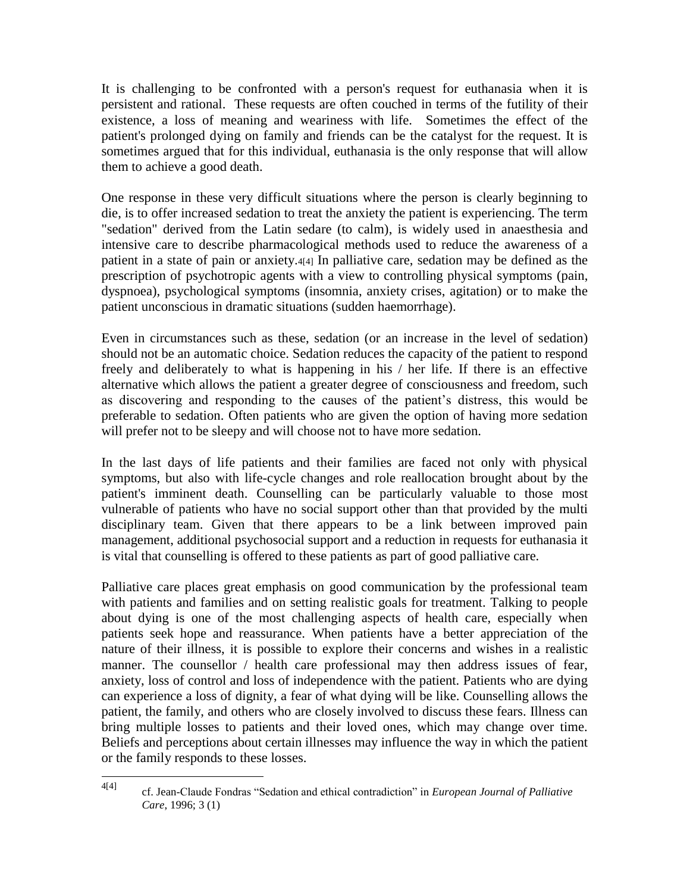It is challenging to be confronted with a person's request for euthanasia when it is persistent and rational. These requests are often couched in terms of the futility of their existence, a loss of meaning and weariness with life. Sometimes the effect of the patient's prolonged dying on family and friends can be the catalyst for the request. It is sometimes argued that for this individual, euthanasia is the only response that will allow them to achieve a good death.

One response in these very difficult situations where the person is clearly beginning to die, is to offer increased sedation to treat the anxiety the patient is experiencing. The term "sedation" derived from the Latin sedare (to calm), is widely used in anaesthesia and intensive care to describe pharmacological methods used to reduce the awareness of a patient in a state of pain or anxiety.[4][4] In palliative care, sedation may be defined as the prescription of psychotropic agents with a view to controlling physical symptoms (pain, dyspnoea), psychological symptoms (insomnia, anxiety crises, agitation) or to make the patient unconscious in dramatic situations (sudden haemorrhage).

Even in circumstances such as these, sedation (or an increase in the level of sedation) should not be an automatic choice. Sedation reduces the capacity of the patient to respond freely and deliberately to what is happening in his / her life. If there is an effective alternative which allows the patient a greater degree of consciousness and freedom, such as discovering and responding to the causes of the patient's distress, this would be preferable to sedation. Often patients who are given the option of having more sedation will prefer not to be sleepy and will choose not to have more sedation.

In the last days of life patients and their families are faced not only with physical symptoms, but also with life-cycle changes and role reallocation brought about by the patient's imminent death. Counselling can be particularly valuable to those most vulnerable of patients who have no social support other than that provided by the multi disciplinary team. Given that there appears to be a link between improved pain management, additional psychosocial support and a reduction in requests for euthanasia it is vital that counselling is offered to these patients as part of good palliative care.

Palliative care places great emphasis on good communication by the professional team with patients and families and on setting realistic goals for treatment. Talking to people about dying is one of the most challenging aspects of health care, especially when patients seek hope and reassurance. When patients have a better appreciation of the nature of their illness, it is possible to explore their concerns and wishes in a realistic manner. The counsellor / health care professional may then address issues of fear, anxiety, loss of control and loss of independence with the patient. Patients who are dying can experience a loss of dignity, a fear of what dying will be like. Counselling allows the patient, the family, and others who are closely involved to discuss these fears. Illness can bring multiple losses to patients and their loved ones, which may change over time. Beliefs and perceptions about certain illnesses may influence the way in which the patient or the family responds to these losses.

---

[4][4] cf. Jean-Claude Fondras "Sedation and ethical contradiction" in *European Journal of Palliative Care*, 1996; 3 (1)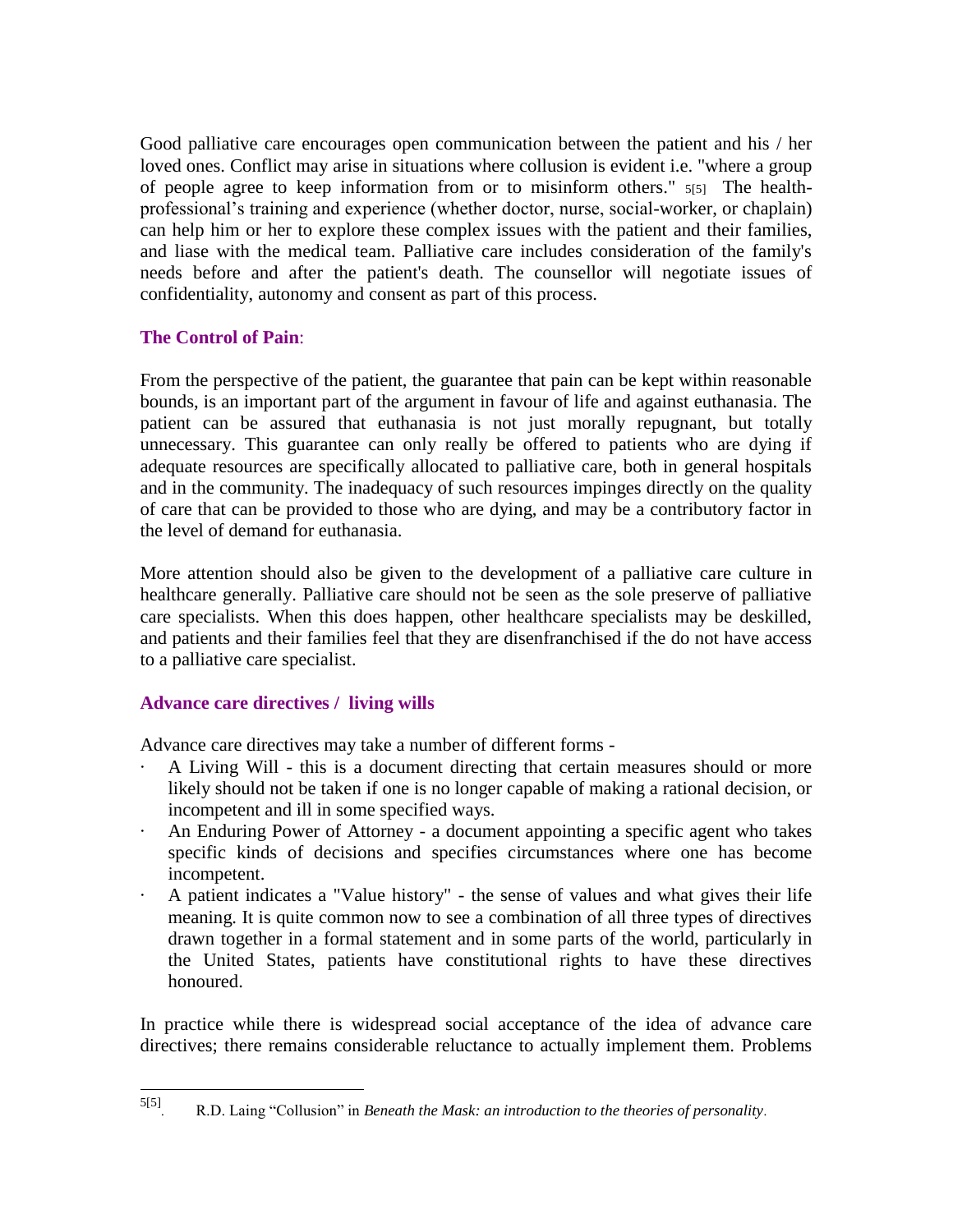Good palliative care encourages open communication between the patient and his / her loved ones. Conflict may arise in situations where collusion is evident i.e. "where a group of people agree to keep information from or to misinform others." [5] The health-professional's training and experience (whether doctor, nurse, social-worker, or chaplain) can help him or her to explore these complex issues with the patient and their families, and liase with the medical team. Palliative care includes consideration of the family's needs before and after the patient's death. The counsellor will negotiate issues of confidentiality, autonomy and consent as part of this process.

### The Control of Pain:

From the perspective of the patient, the guarantee that pain can be kept within reasonable bounds, is an important part of the argument in favour of life and against euthanasia. The patient can be assured that euthanasia is not just morally repugnant, but totally unnecessary. This guarantee can only really be offered to patients who are dying if adequate resources are specifically allocated to palliative care, both in general hospitals and in the community. The inadequacy of such resources impinges directly on the quality of care that can be provided to those who are dying, and may be a contributory factor in the level of demand for euthanasia.

More attention should also be given to the development of a palliative care culture in healthcare generally. Palliative care should not be seen as the sole preserve of palliative care specialists. When this does happen, other healthcare specialists may be deskilled, and patients and their families feel that they are disenfranchised if the do not have access to a palliative care specialist.

### Advance care directives / living wills

Advance care directives may take a number of different forms -

- A Living Will - this is a document directing that certain measures should or more likely should not be taken if one is no longer capable of making a rational decision, or incompetent and ill in some specified ways.
- An Enduring Power of Attorney - a document appointing a specific agent who takes specific kinds of decisions and specifies circumstances where one has become incompetent.
- A patient indicates a "Value history" - the sense of values and what gives their life meaning. It is quite common now to see a combination of all three types of directives drawn together in a formal statement and in some parts of the world, particularly in the United States, patients have constitutional rights to have these directives honoured.

In practice while there is widespread social acceptance of the idea of advance care directives; there remains considerable reluctance to actually implement them. Problems

---

[5]. R.D. Laing "Collusion" in *Beneath the Mask: an introduction to the theories of personality*.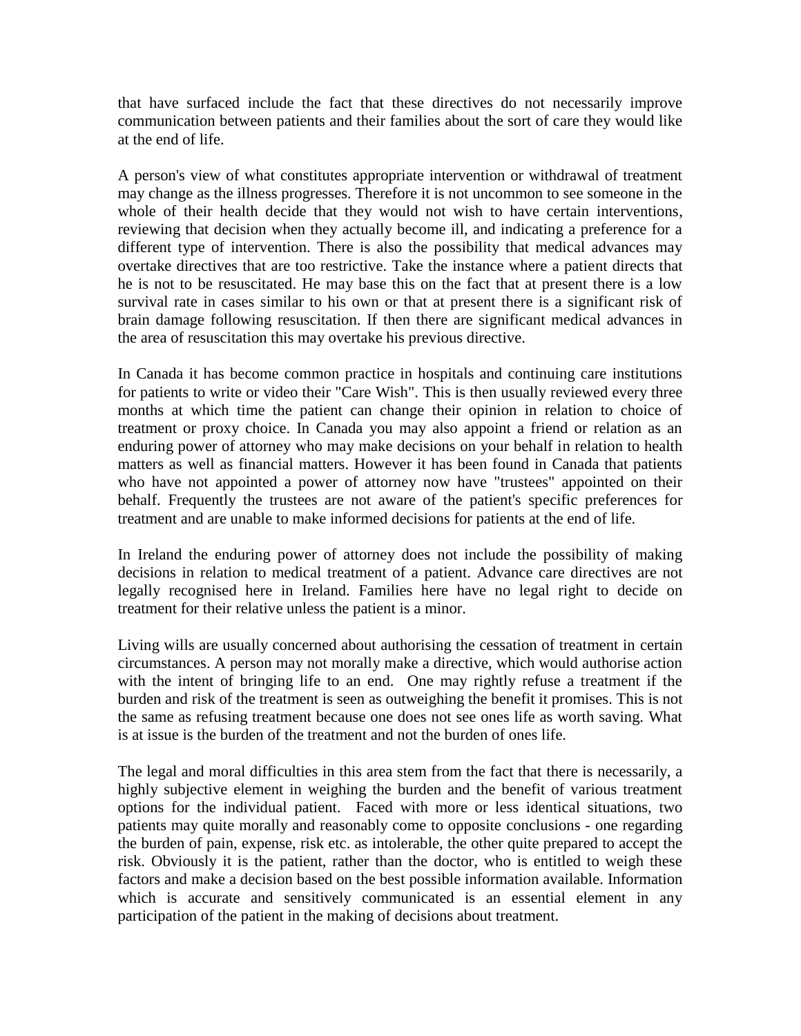that have surfaced include the fact that these directives do not necessarily improve communication between patients and their families about the sort of care they would like at the end of life.

A person's view of what constitutes appropriate intervention or withdrawal of treatment may change as the illness progresses. Therefore it is not uncommon to see someone in the whole of their health decide that they would not wish to have certain interventions, reviewing that decision when they actually become ill, and indicating a preference for a different type of intervention. There is also the possibility that medical advances may overtake directives that are too restrictive. Take the instance where a patient directs that he is not to be resuscitated. He may base this on the fact that at present there is a low survival rate in cases similar to his own or that at present there is a significant risk of brain damage following resuscitation. If then there are significant medical advances in the area of resuscitation this may overtake his previous directive.

In Canada it has become common practice in hospitals and continuing care institutions for patients to write or video their "Care Wish". This is then usually reviewed every three months at which time the patient can change their opinion in relation to choice of treatment or proxy choice. In Canada you may also appoint a friend or relation as an enduring power of attorney who may make decisions on your behalf in relation to health matters as well as financial matters. However it has been found in Canada that patients who have not appointed a power of attorney now have "trustees" appointed on their behalf. Frequently the trustees are not aware of the patient's specific preferences for treatment and are unable to make informed decisions for patients at the end of life.

In Ireland the enduring power of attorney does not include the possibility of making decisions in relation to medical treatment of a patient. Advance care directives are not legally recognised here in Ireland. Families here have no legal right to decide on treatment for their relative unless the patient is a minor.

Living wills are usually concerned about authorising the cessation of treatment in certain circumstances. A person may not morally make a directive, which would authorise action with the intent of bringing life to an end. One may rightly refuse a treatment if the burden and risk of the treatment is seen as outweighing the benefit it promises. This is not the same as refusing treatment because one does not see ones life as worth saving. What is at issue is the burden of the treatment and not the burden of ones life.

The legal and moral difficulties in this area stem from the fact that there is necessarily, a highly subjective element in weighing the burden and the benefit of various treatment options for the individual patient. Faced with more or less identical situations, two patients may quite morally and reasonably come to opposite conclusions - one regarding the burden of pain, expense, risk etc. as intolerable, the other quite prepared to accept the risk. Obviously it is the patient, rather than the doctor, who is entitled to weigh these factors and make a decision based on the best possible information available. Information which is accurate and sensitively communicated is an essential element in any participation of the patient in the making of decisions about treatment.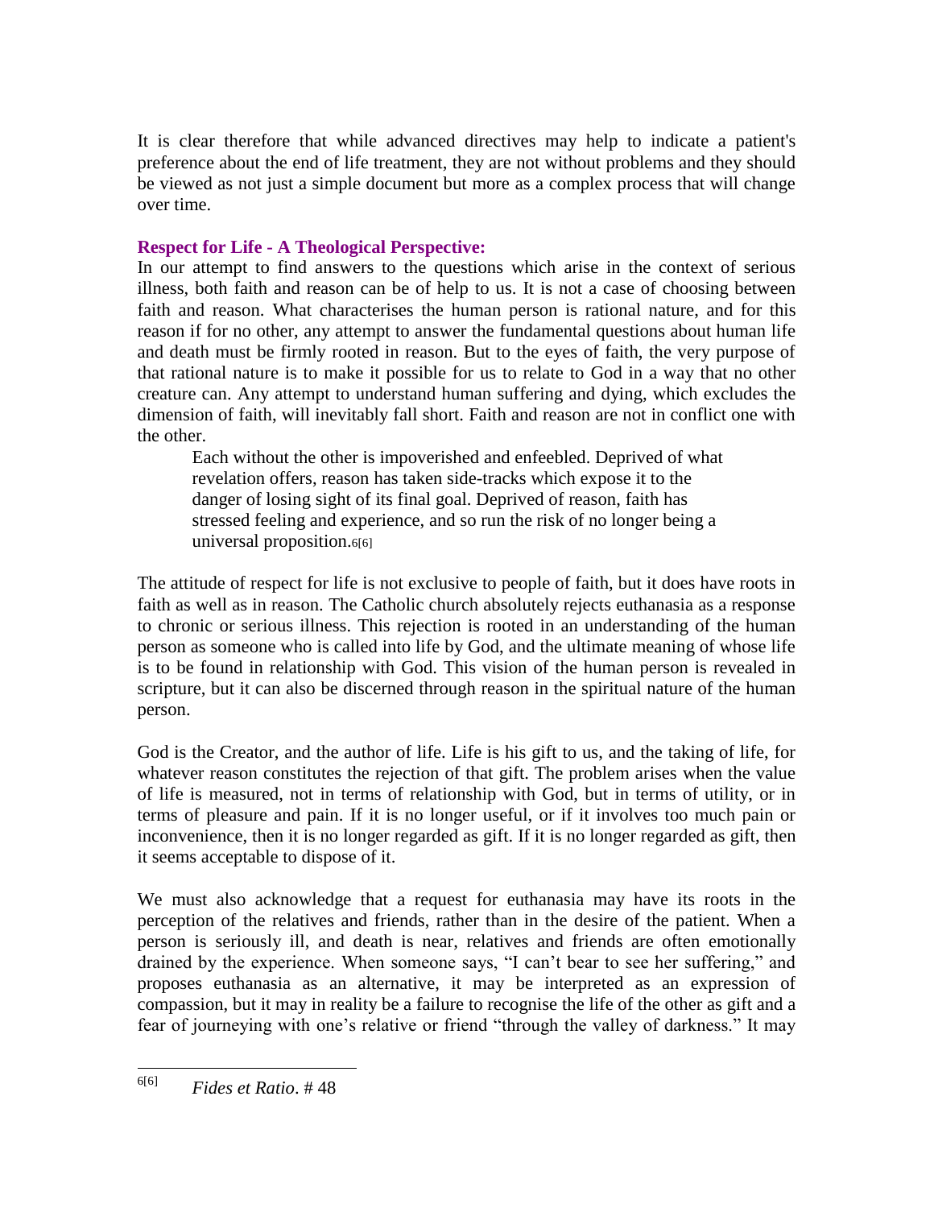It is clear therefore that while advanced directives may help to indicate a patient's preference about the end of life treatment, they are not without problems and they should be viewed as not just a simple document but more as a complex process that will change over time.

### Respect for Life - A Theological Perspective:

In our attempt to find answers to the questions which arise in the context of serious illness, both faith and reason can be of help to us. It is not a case of choosing between faith and reason. What characterises the human person is rational nature, and for this reason if for no other, any attempt to answer the fundamental questions about human life and death must be firmly rooted in reason. But to the eyes of faith, the very purpose of that rational nature is to make it possible for us to relate to God in a way that no other creature can. Any attempt to understand human suffering and dying, which excludes the dimension of faith, will inevitably fall short. Faith and reason are not in conflict one with the other.

> Each without the other is impoverished and enfeebled. Deprived of what revelation offers, reason has taken side-tracks which expose it to the danger of losing sight of its final goal. Deprived of reason, faith has stressed feeling and experience, and so run the risk of no longer being a universal proposition.[6[6]]

The attitude of respect for life is not exclusive to people of faith, but it does have roots in faith as well as in reason. The Catholic church absolutely rejects euthanasia as a response to chronic or serious illness. This rejection is rooted in an understanding of the human person as someone who is called into life by God, and the ultimate meaning of whose life is to be found in relationship with God. This vision of the human person is revealed in scripture, but it can also be discerned through reason in the spiritual nature of the human person.

God is the Creator, and the author of life. Life is his gift to us, and the taking of life, for whatever reason constitutes the rejection of that gift. The problem arises when the value of life is measured, not in terms of relationship with God, but in terms of utility, or in terms of pleasure and pain. If it is no longer useful, or if it involves too much pain or inconvenience, then it is no longer regarded as gift. If it is no longer regarded as gift, then it seems acceptable to dispose of it.

We must also acknowledge that a request for euthanasia may have its roots in the perception of the relatives and friends, rather than in the desire of the patient. When a person is seriously ill, and death is near, relatives and friends are often emotionally drained by the experience. When someone says, "I can't bear to see her suffering," and proposes euthanasia as an alternative, it may be interpreted as an expression of compassion, but it may in reality be a failure to recognise the life of the other as gift and a fear of journeying with one's relative or friend "through the valley of darkness." It may

---

[6[6]] *Fides et Ratio*. # 48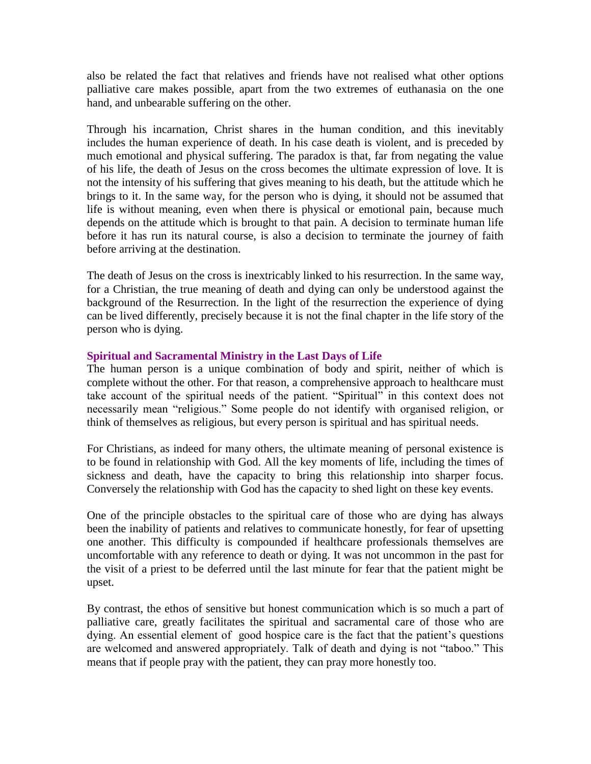also be related the fact that relatives and friends have not realised what other options palliative care makes possible, apart from the two extremes of euthanasia on the one hand, and unbearable suffering on the other.

Through his incarnation, Christ shares in the human condition, and this inevitably includes the human experience of death. In his case death is violent, and is preceded by much emotional and physical suffering. The paradox is that, far from negating the value of his life, the death of Jesus on the cross becomes the ultimate expression of love. It is not the intensity of his suffering that gives meaning to his death, but the attitude which he brings to it. In the same way, for the person who is dying, it should not be assumed that life is without meaning, even when there is physical or emotional pain, because much depends on the attitude which is brought to that pain. A decision to terminate human life before it has run its natural course, is also a decision to terminate the journey of faith before arriving at the destination.

The death of Jesus on the cross is inextricably linked to his resurrection. In the same way, for a Christian, the true meaning of death and dying can only be understood against the background of the Resurrection. In the light of the resurrection the experience of dying can be lived differently, precisely because it is not the final chapter in the life story of the person who is dying.

### Spiritual and Sacramental Ministry in the Last Days of Life

The human person is a unique combination of body and spirit, neither of which is complete without the other. For that reason, a comprehensive approach to healthcare must take account of the spiritual needs of the patient. "Spiritual" in this context does not necessarily mean "religious." Some people do not identify with organised religion, or think of themselves as religious, but every person is spiritual and has spiritual needs.

For Christians, as indeed for many others, the ultimate meaning of personal existence is to be found in relationship with God. All the key moments of life, including the times of sickness and death, have the capacity to bring this relationship into sharper focus. Conversely the relationship with God has the capacity to shed light on these key events.

One of the principle obstacles to the spiritual care of those who are dying has always been the inability of patients and relatives to communicate honestly, for fear of upsetting one another. This difficulty is compounded if healthcare professionals themselves are uncomfortable with any reference to death or dying. It was not uncommon in the past for the visit of a priest to be deferred until the last minute for fear that the patient might be upset.

By contrast, the ethos of sensitive but honest communication which is so much a part of palliative care, greatly facilitates the spiritual and sacramental care of those who are dying. An essential element of good hospice care is the fact that the patient's questions are welcomed and answered appropriately. Talk of death and dying is not "taboo." This means that if people pray with the patient, they can pray more honestly too.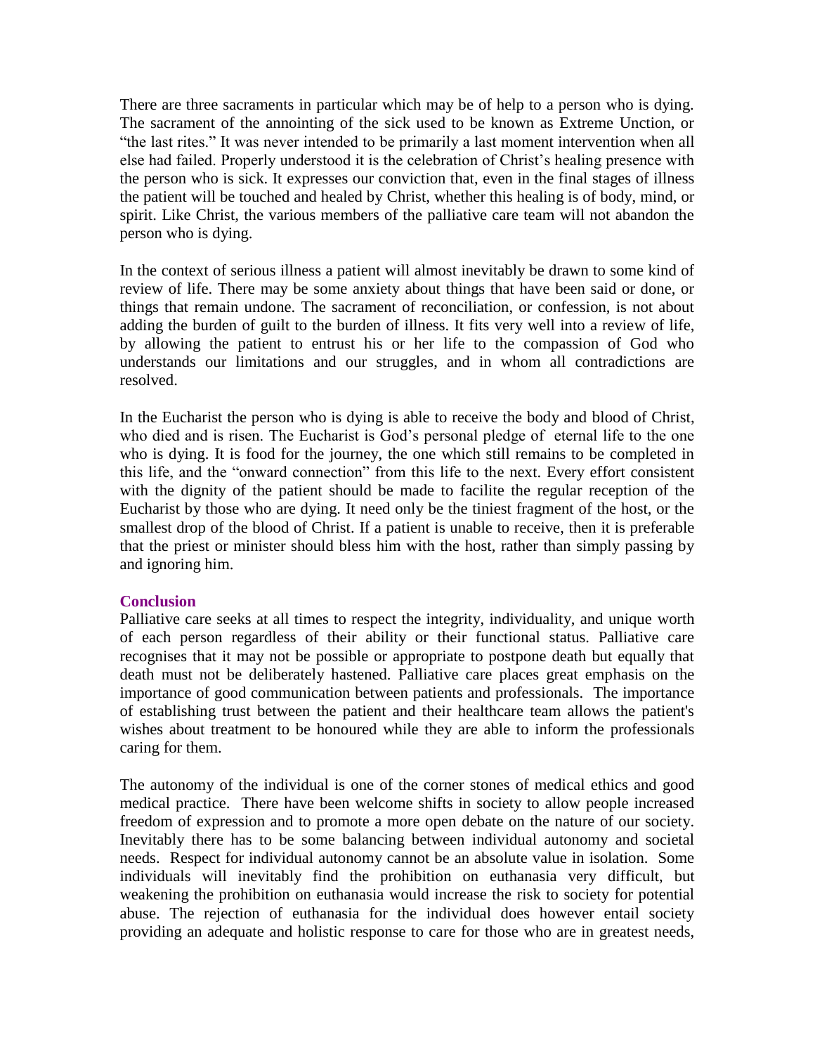There are three sacraments in particular which may be of help to a person who is dying. The sacrament of the annointing of the sick used to be known as Extreme Unction, or "the last rites." It was never intended to be primarily a last moment intervention when all else had failed. Properly understood it is the celebration of Christ's healing presence with the person who is sick. It expresses our conviction that, even in the final stages of illness the patient will be touched and healed by Christ, whether this healing is of body, mind, or spirit. Like Christ, the various members of the palliative care team will not abandon the person who is dying.

In the context of serious illness a patient will almost inevitably be drawn to some kind of review of life. There may be some anxiety about things that have been said or done, or things that remain undone. The sacrament of reconciliation, or confession, is not about adding the burden of guilt to the burden of illness. It fits very well into a review of life, by allowing the patient to entrust his or her life to the compassion of God who understands our limitations and our struggles, and in whom all contradictions are resolved.

In the Eucharist the person who is dying is able to receive the body and blood of Christ, who died and is risen. The Eucharist is God's personal pledge of eternal life to the one who is dying. It is food for the journey, the one which still remains to be completed in this life, and the "onward connection" from this life to the next. Every effort consistent with the dignity of the patient should be made to facilite the regular reception of the Eucharist by those who are dying. It need only be the tiniest fragment of the host, or the smallest drop of the blood of Christ. If a patient is unable to receive, then it is preferable that the priest or minister should bless him with the host, rather than simply passing by and ignoring him.

## Conclusion

Palliative care seeks at all times to respect the integrity, individuality, and unique worth of each person regardless of their ability or their functional status. Palliative care recognises that it may not be possible or appropriate to postpone death but equally that death must not be deliberately hastened. Palliative care places great emphasis on the importance of good communication between patients and professionals. The importance of establishing trust between the patient and their healthcare team allows the patient's wishes about treatment to be honoured while they are able to inform the professionals caring for them.

The autonomy of the individual is one of the corner stones of medical ethics and good medical practice. There have been welcome shifts in society to allow people increased freedom of expression and to promote a more open debate on the nature of our society. Inevitably there has to be some balancing between individual autonomy and societal needs. Respect for individual autonomy cannot be an absolute value in isolation. Some individuals will inevitably find the prohibition on euthanasia very difficult, but weakening the prohibition on euthanasia would increase the risk to society for potential abuse. The rejection of euthanasia for the individual does however entail society providing an adequate and holistic response to care for those who are in greatest needs,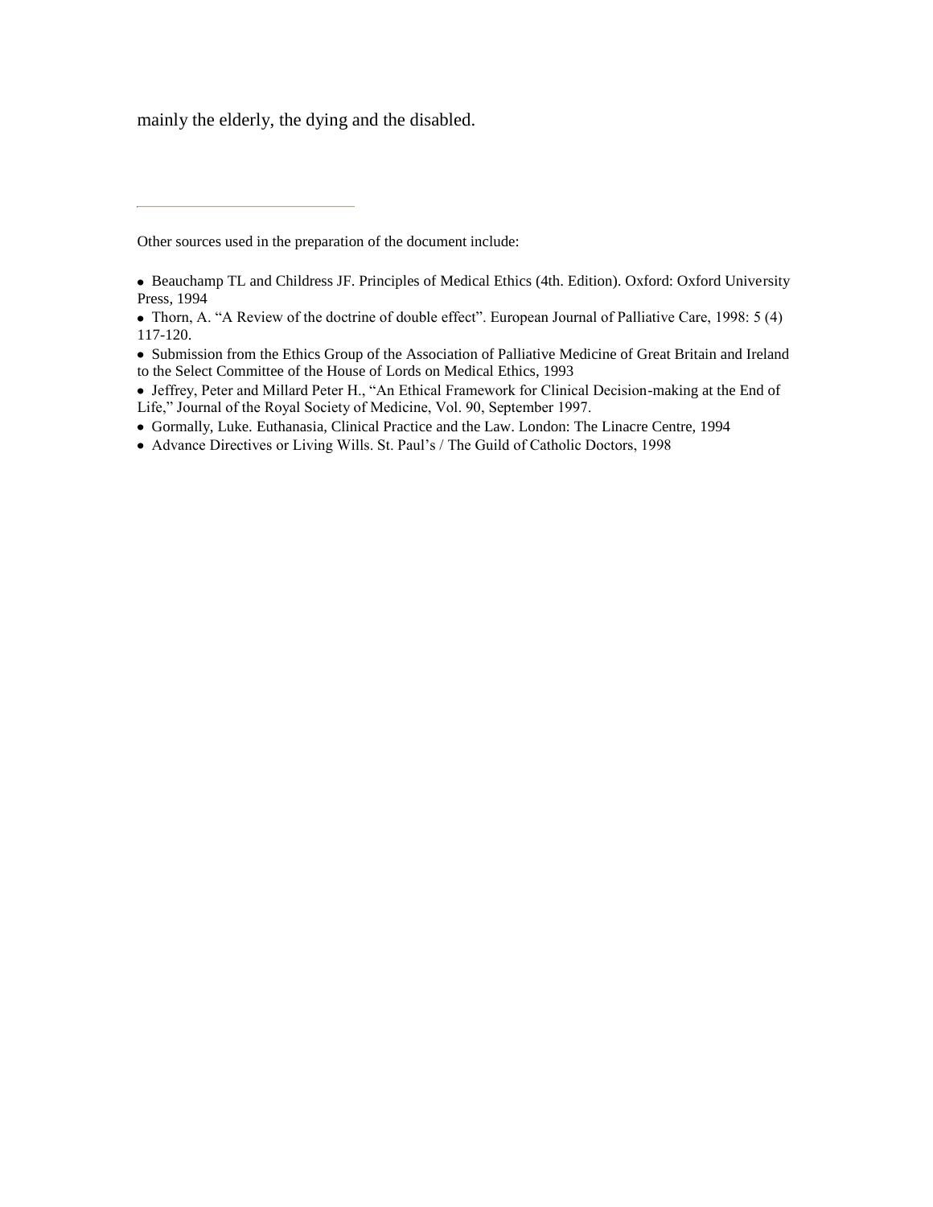mainly the elderly, the dying and the disabled.

---

Other sources used in the preparation of the document include:

- Beauchamp TL and Childress JF. Principles of Medical Ethics (4th. Edition). Oxford: Oxford University Press, 1994
- Thorn, A. "A Review of the doctrine of double effect". European Journal of Palliative Care, 1998: 5 (4) 117-120.
- Submission from the Ethics Group of the Association of Palliative Medicine of Great Britain and Ireland to the Select Committee of the House of Lords on Medical Ethics, 1993
- Jeffrey, Peter and Millard Peter H., "An Ethical Framework for Clinical Decision-making at the End of Life," Journal of the Royal Society of Medicine, Vol. 90, September 1997.
- Gormally, Luke. Euthanasia, Clinical Practice and the Law. London: The Linacre Centre, 1994
- Advance Directives or Living Wills. St. Paul's / The Guild of Catholic Doctors, 1998